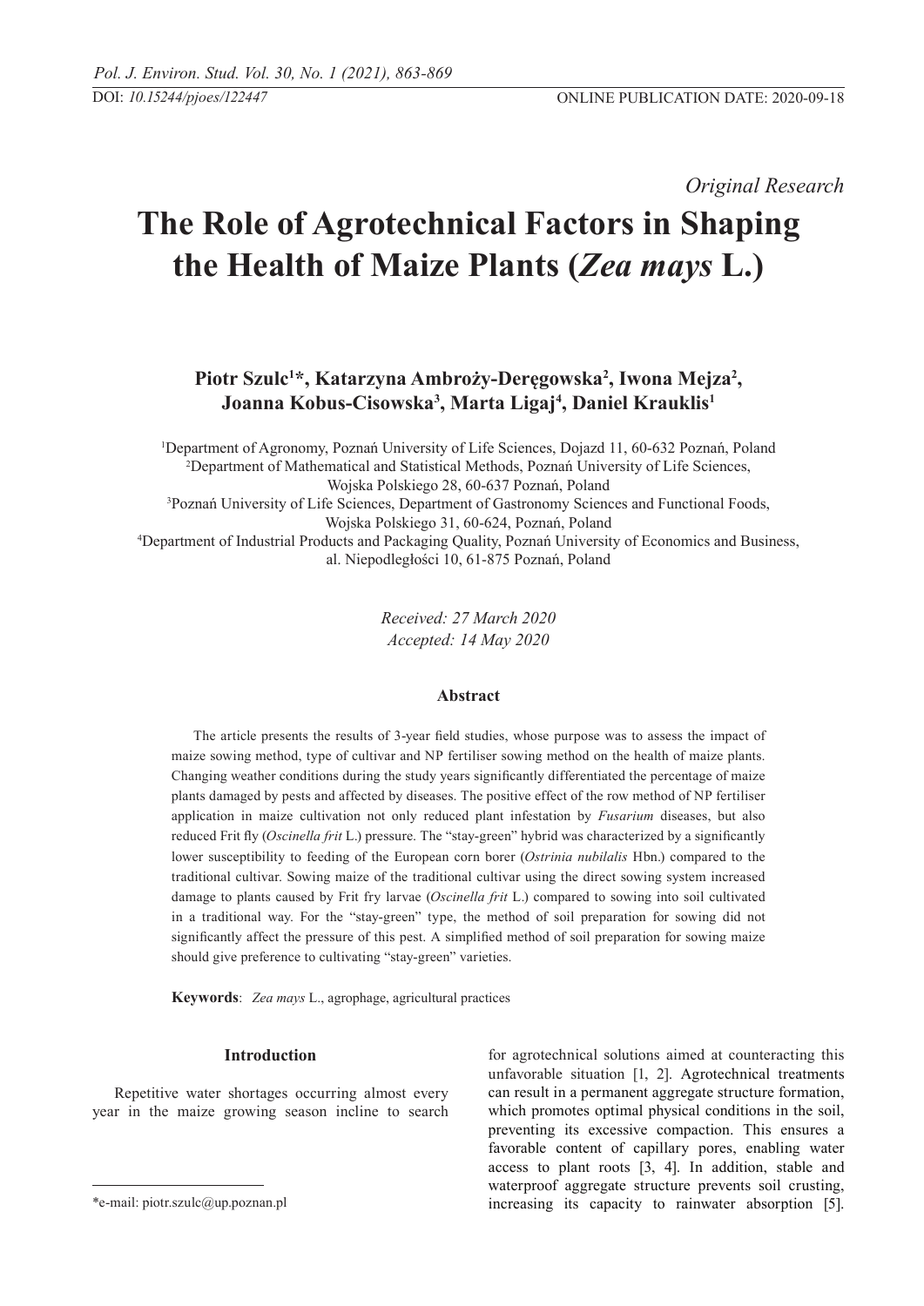DOI: *10.15244/pjoes/122447* ONLINE PUBLICATION DATE: 2020-09-18

*Original Research*

# The Role of Agrotechnical Factors in Shaping the Health of Maize Plants (*Zea mays* L.)

**Piotr Szulc[1]*, Katarzyna Ambroży-Deręgowska[2], Iwona Mejza[2], Joanna Kobus-Cisowska[3], Marta Ligaj[4], Daniel Krauklis[1]**

[1]Department of Agronomy, Poznań University of Life Sciences, Dojazd 11, 60-632 Poznań, Poland
[2]Department of Mathematical and Statistical Methods, Poznań University of Life Sciences, Wojska Polskiego 28, 60-637 Poznań, Poland
[3]Poznań University of Life Sciences, Department of Gastronomy Sciences and Functional Foods, Wojska Polskiego 31, 60-624, Poznań, Poland
[4]Department of Industrial Products and Packaging Quality, Poznań University of Economics and Business, al. Niepodległości 10, 61-875 Poznań, Poland

*Received: 27 March 2020*
*Accepted: 14 May 2020*

## Abstract

The article presents the results of 3-year field studies, whose purpose was to assess the impact of maize sowing method, type of cultivar and NP fertiliser sowing method on the health of maize plants. Changing weather conditions during the study years significantly differentiated the percentage of maize plants damaged by pests and affected by diseases. The positive effect of the row method of NP fertiliser application in maize cultivation not only reduced plant infestation by *Fusarium* diseases, but also reduced Frit fly (*Oscinella frit* L.) pressure. The "stay-green" hybrid was characterized by a significantly lower susceptibility to feeding of the European corn borer (*Ostrinia nubilalis* Hbn.) compared to the traditional cultivar. Sowing maize of the traditional cultivar using the direct sowing system increased damage to plants caused by Frit fry larvae (*Oscinella frit* L.) compared to sowing into soil cultivated in a traditional way. For the "stay-green" type, the method of soil preparation for sowing did not significantly affect the pressure of this pest. A simplified method of soil preparation for sowing maize should give preference to cultivating "stay-green" varieties.

**Keywords**: *Zea mays* L., agrophage, agricultural practices

## Introduction

Repetitive water shortages occurring almost every year in the maize growing season incline to search for agrotechnical solutions aimed at counteracting this unfavorable situation [1, 2]. Agrotechnical treatments can result in a permanent aggregate structure formation, which promotes optimal physical conditions in the soil, preventing its excessive compaction. This ensures a favorable content of capillary pores, enabling water access to plant roots [3, 4]. In addition, stable and waterproof aggregate structure prevents soil crusting, increasing its capacity to rainwater absorption [5].

*e-mail: piotr.szulc@up.poznan.pl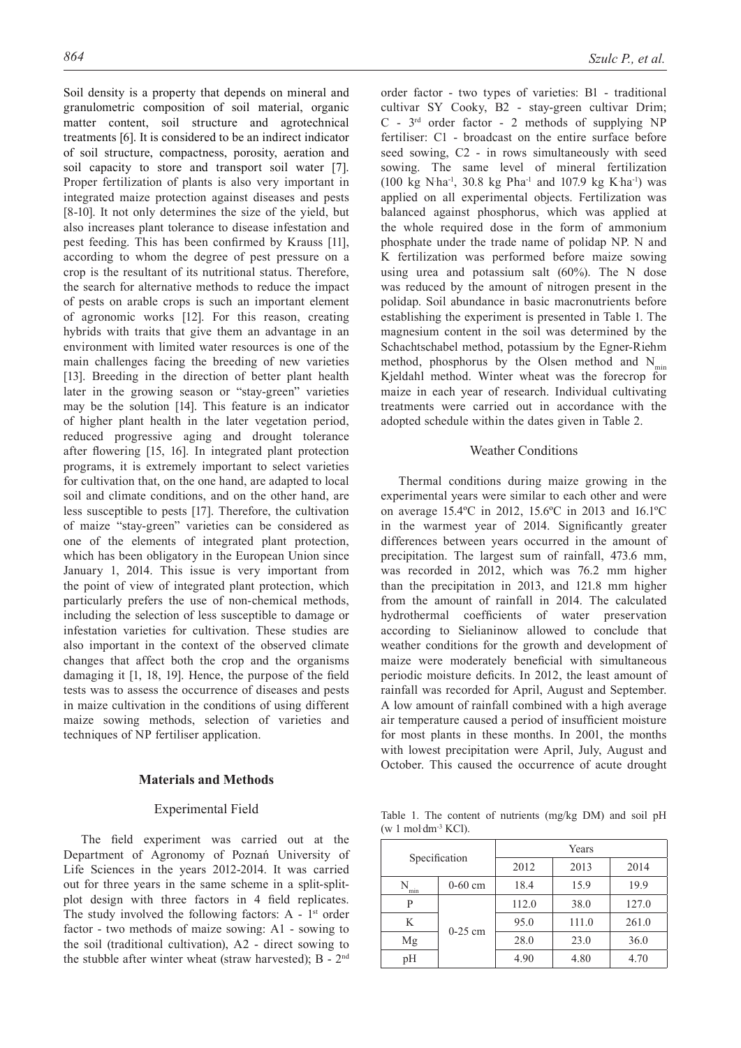Soil density is a property that depends on mineral and granulometric composition of soil material, organic matter content, soil structure and agrotechnical treatments [6]. It is considered to be an indirect indicator of soil structure, compactness, porosity, aeration and soil capacity to store and transport soil water [7]. Proper fertilization of plants is also very important in integrated maize protection against diseases and pests [8-10]. It not only determines the size of the yield, but also increases plant tolerance to disease infestation and pest feeding. This has been confirmed by Krauss [11], according to whom the degree of pest pressure on a crop is the resultant of its nutritional status. Therefore, the search for alternative methods to reduce the impact of pests on arable crops is such an important element of agronomic works [12]. For this reason, creating hybrids with traits that give them an advantage in an environment with limited water resources is one of the main challenges facing the breeding of new varieties [13]. Breeding in the direction of better plant health later in the growing season or "stay-green" varieties may be the solution [14]. This feature is an indicator of higher plant health in the later vegetation period, reduced progressive aging and drought tolerance after flowering [15, 16]. In integrated plant protection programs, it is extremely important to select varieties for cultivation that, on the one hand, are adapted to local soil and climate conditions, and on the other hand, are less susceptible to pests [17]. Therefore, the cultivation of maize "stay-green" varieties can be considered as one of the elements of integrated plant protection, which has been obligatory in the European Union since January 1, 2014. This issue is very important from the point of view of integrated plant protection, which particularly prefers the use of non-chemical methods, including the selection of less susceptible to damage or infestation varieties for cultivation. These studies are also important in the context of the observed climate changes that affect both the crop and the organisms damaging it [1, 18, 19]. Hence, the purpose of the field tests was to assess the occurrence of diseases and pests in maize cultivation in the conditions of using different maize sowing methods, selection of varieties and techniques of NP fertiliser application.

## Materials and Methods

### Experimental Field

The field experiment was carried out at the Department of Agronomy of Poznań University of Life Sciences in the years 2012-2014. It was carried out for three years in the same scheme in a split-split-plot design with three factors in 4 field replicates. The study involved the following factors: A - 1st order factor - two methods of maize sowing: A1 - sowing to the soil (traditional cultivation), A2 - direct sowing to the stubble after winter wheat (straw harvested); B - 2nd order factor - two types of varieties: B1 - traditional cultivar SY Cooky, B2 - stay-green cultivar Drim; C - 3rd order factor - 2 methods of supplying NP fertiliser: C1 - broadcast on the entire surface before seed sowing, C2 - in rows simultaneously with seed sowing. The same level of mineral fertilization (100 kg N·ha$^{-1}$, 30.8 kg P·ha$^{-1}$ and 107.9 kg K·ha$^{-1}$) was applied on all experimental objects. Fertilization was balanced against phosphorus, which was applied at the whole required dose in the form of ammonium phosphate under the trade name of polidap NP. N and K fertilization was performed before maize sowing using urea and potassium salt (60%). The N dose was reduced by the amount of nitrogen present in the polidap. Soil abundance in basic macronutrients before establishing the experiment is presented in Table 1. The magnesium content in the soil was determined by the Schachtschabel method, potassium by the Egner-Riehm method, phosphorus by the Olsen method and $N_{min}$ Kjeldahl method. Winter wheat was the forecrop for maize in each year of research. Individual cultivating treatments were carried out in accordance with the adopted schedule within the dates given in Table 2.

### Weather Conditions

Thermal conditions during maize growing in the experimental years were similar to each other and were on average 15.4ºC in 2012, 15.6ºC in 2013 and 16.1ºC in the warmest year of 2014. Significantly greater differences between years occurred in the amount of precipitation. The largest sum of rainfall, 473.6 mm, was recorded in 2012, which was 76.2 mm higher than the precipitation in 2013, and 121.8 mm higher from the amount of rainfall in 2014. The calculated hydrothermal coefficients of water preservation according to Sielianinow allowed to conclude that weather conditions for the growth and development of maize were moderately beneficial with simultaneous periodic moisture deficits. In 2012, the least amount of rainfall was recorded for April, August and September. A low amount of rainfall combined with a high average air temperature caused a period of insufficient moisture for most plants in these months. In 2001, the months with lowest precipitation were April, July, August and October. This caused the occurrence of acute drought

Table 1. The content of nutrients (mg/kg DM) and soil pH (w 1 mol·dm$^{-3}$ KCl).

| Specification | | Years | | |
|---|---|---|---|---|
| | | 2012 | 2013 | 2014 |
| $N_{min}$ | 0-60 cm | 18.4 | 15.9 | 19.9 |
| P | 0-25 cm | 112.0 | 38.0 | 127.0 |
| K | | 95.0 | 111.0 | 261.0 |
| Mg | | 28.0 | 23.0 | 36.0 |
| pH | | 4.90 | 4.80 | 4.70 |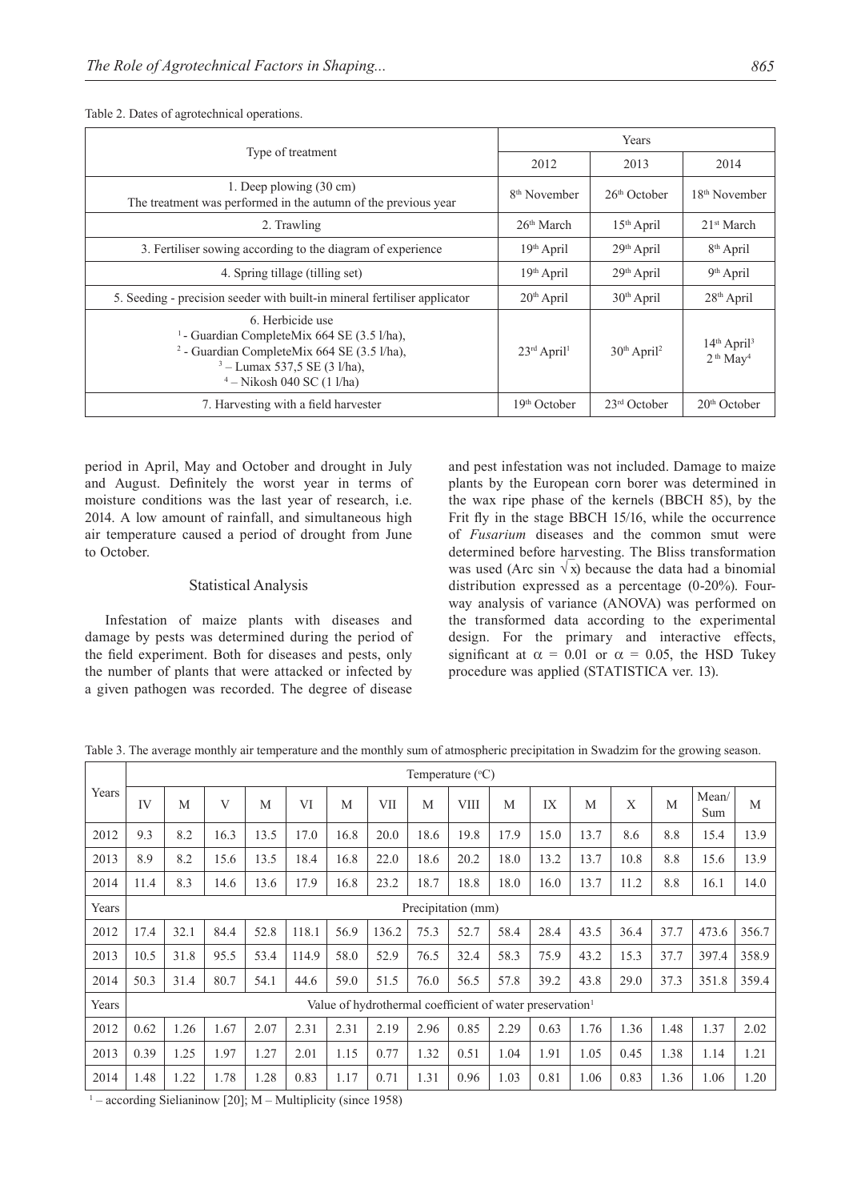Table 2. Dates of agrotechnical operations.

| Type of treatment | Years | | |
|---|---|---|---|
| | 2012 | 2013 | 2014 |
| 1. Deep plowing (30 cm) The treatment was performed in the autumn of the previous year | 8th November | 26th October | 18th November |
| 2. Trawling | 26th March | 15th April | 21st March |
| 3. Fertiliser sowing according to the diagram of experience | 19th April | 29th April | 8th April |
| 4. Spring tillage (tilling set) | 19th April | 29th April | 9th April |
| 5. Seeding - precision seeder with built-in mineral fertiliser applicator | 20th April | 30th April | 28th April |
| 6. Herbicide use [1] - Guardian CompleteMix 664 SE (3.5 l/ha), [2] - Guardian CompleteMix 664 SE (3.5 l/ha), [3] – Lumax 537,5 SE (3 l/ha), [4] – Nikosh 040 SC (1 l/ha) | 23rd April[1] | 30th April[2] | 14th April[3] 2th May[4] |
| 7. Harvesting with a field harvester | 19th October | 23rd October | 20th October |

period in April, May and October and drought in July and August. Definitely the worst year in terms of moisture conditions was the last year of research, i.e. 2014. A low amount of rainfall, and simultaneous high air temperature caused a period of drought from June to October.

## Statistical Analysis

Infestation of maize plants with diseases and damage by pests was determined during the period of the field experiment. Both for diseases and pests, only the number of plants that were attacked or infected by a given pathogen was recorded. The degree of disease and pest infestation was not included. Damage to maize plants by the European corn borer was determined in the wax ripe phase of the kernels (BBCH 85), by the Frit fly in the stage BBCH 15/16, while the occurrence of *Fusarium* diseases and the common smut were determined before harvesting. The Bliss transformation was used (Arc sin $\sqrt{x}$) because the data had a binomial distribution expressed as a percentage (0-20%). Four-way analysis of variance (ANOVA) was performed on the transformed data according to the experimental design. For the primary and interactive effects, significant at $\alpha = 0.01$ or $\alpha = 0.05$, the HSD Tukey procedure was applied (STATISTICA ver. 13).

Table 3. The average monthly air temperature and the monthly sum of atmospheric precipitation in Swadzim for the growing season.

| Years | Temperature (°C) | | | | | | | | | | | | | | | |
|---|---|---|---|---|---|---|---|---|---|---|---|---|---|---|---|---|
| | IV | M | V | M | VI | M | VII | M | VIII | M | IX | M | X | M | Mean/ Sum | M |
| 2012 | 9.3 | 8.2 | 16.3 | 13.5 | 17.0 | 16.8 | 20.0 | 18.6 | 19.8 | 17.9 | 15.0 | 13.7 | 8.6 | 8.8 | 15.4 | 13.9 |
| 2013 | 8.9 | 8.2 | 15.6 | 13.5 | 18.4 | 16.8 | 22.0 | 18.6 | 20.2 | 18.0 | 13.2 | 13.7 | 10.8 | 8.8 | 15.6 | 13.9 |
| 2014 | 11.4 | 8.3 | 14.6 | 13.6 | 17.9 | 16.8 | 23.2 | 18.7 | 18.8 | 18.0 | 16.0 | 13.7 | 11.2 | 8.8 | 16.1 | 14.0 |
| Years | Precipitation (mm) | | | | | | | | | | | | | | | |
| 2012 | 17.4 | 32.1 | 84.4 | 52.8 | 118.1 | 56.9 | 136.2 | 75.3 | 52.7 | 58.4 | 28.4 | 43.5 | 36.4 | 37.7 | 473.6 | 356.7 |
| 2013 | 10.5 | 31.8 | 95.5 | 53.4 | 114.9 | 58.0 | 52.9 | 76.5 | 32.4 | 58.3 | 75.9 | 43.2 | 15.3 | 37.7 | 397.4 | 358.9 |
| 2014 | 50.3 | 31.4 | 80.7 | 54.1 | 44.6 | 59.0 | 51.5 | 76.0 | 56.5 | 57.8 | 39.2 | 43.8 | 29.0 | 37.3 | 351.8 | 359.4 |
| Years | Value of hydrothermal coefficient of water preservation[1] | | | | | | | | | | | | | | | |
| 2012 | 0.62 | 1.26 | 1.67 | 2.07 | 2.31 | 2.31 | 2.19 | 2.96 | 0.85 | 2.29 | 0.63 | 1.76 | 1.36 | 1.48 | 1.37 | 2.02 |
| 2013 | 0.39 | 1.25 | 1.97 | 1.27 | 2.01 | 1.15 | 0.77 | 1.32 | 0.51 | 1.04 | 1.91 | 1.05 | 0.45 | 1.38 | 1.14 | 1.21 |
| 2014 | 1.48 | 1.22 | 1.78 | 1.28 | 0.83 | 1.17 | 0.71 | 1.31 | 0.96 | 1.03 | 0.81 | 1.06 | 0.83 | 1.36 | 1.06 | 1.20 |

[1] – according Sielianinow [20]; M – Multiplicity (since 1958)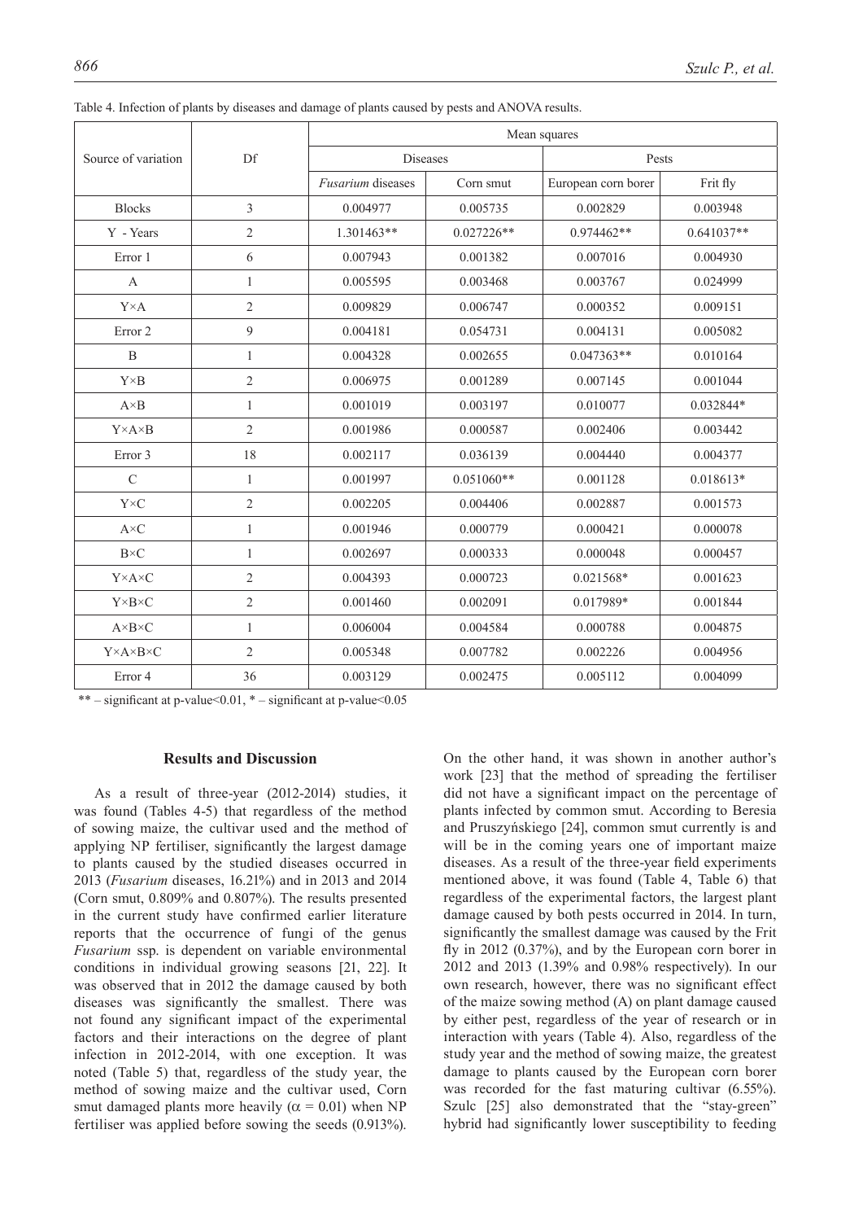Table 4. Infection of plants by diseases and damage of plants caused by pests and ANOVA results.

| Source of variation | Df | Mean squares | | | |
|---|---|---|---|---|---|
| | | Diseases | | Pests | |
| | | *Fusarium* diseases | Corn smut | European corn borer | Frit fly |
| Blocks | 3 | 0.004977 | 0.005735 | 0.002829 | 0.003948 |
| Y - Years | 2 | 1.301463** | 0.027226** | 0.974462** | 0.641037** |
| Error 1 | 6 | 0.007943 | 0.001382 | 0.007016 | 0.004930 |
| A | 1 | 0.005595 | 0.003468 | 0.003767 | 0.024999 |
| Y×A | 2 | 0.009829 | 0.006747 | 0.000352 | 0.009151 |
| Error 2 | 9 | 0.004181 | 0.054731 | 0.004131 | 0.005082 |
| B | 1 | 0.004328 | 0.002655 | 0.047363** | 0.010164 |
| Y×B | 2 | 0.006975 | 0.001289 | 0.007145 | 0.001044 |
| A×B | 1 | 0.001019 | 0.003197 | 0.010077 | 0.032844* |
| Y×A×B | 2 | 0.001986 | 0.000587 | 0.002406 | 0.003442 |
| Error 3 | 18 | 0.002117 | 0.036139 | 0.004440 | 0.004377 |
| C | 1 | 0.001997 | 0.051060** | 0.001128 | 0.018613* |
| Y×C | 2 | 0.002205 | 0.004406 | 0.002887 | 0.001573 |
| A×C | 1 | 0.001946 | 0.000779 | 0.000421 | 0.000078 |
| B×C | 1 | 0.002697 | 0.000333 | 0.000048 | 0.000457 |
| Y×A×C | 2 | 0.004393 | 0.000723 | 0.021568* | 0.001623 |
| Y×B×C | 2 | 0.001460 | 0.002091 | 0.017989* | 0.001844 |
| A×B×C | 1 | 0.006004 | 0.004584 | 0.000788 | 0.004875 |
| Y×A×B×C | 2 | 0.005348 | 0.007782 | 0.002226 | 0.004956 |
| Error 4 | 36 | 0.003129 | 0.002475 | 0.005112 | 0.004099 |

** – significant at p-value<0.01, * – significant at p-value<0.05

## Results and Discussion

As a result of three-year (2012-2014) studies, it was found (Tables 4-5) that regardless of the method of sowing maize, the cultivar used and the method of applying NP fertiliser, significantly the largest damage to plants caused by the studied diseases occurred in 2013 (*Fusarium* diseases, 16.21%) and in 2013 and 2014 (Corn smut, 0.809% and 0.807%). The results presented in the current study have confirmed earlier literature reports that the occurrence of fungi of the genus *Fusarium* ssp. is dependent on variable environmental conditions in individual growing seasons [21, 22]. It was observed that in 2012 the damage caused by both diseases was significantly the smallest. There was not found any significant impact of the experimental factors and their interactions on the degree of plant infection in 2012-2014, with one exception. It was noted (Table 5) that, regardless of the study year, the method of sowing maize and the cultivar used, Corn smut damaged plants more heavily ($\alpha = 0.01$) when NP fertiliser was applied before sowing the seeds (0.913%). On the other hand, it was shown in another author's work [23] that the method of spreading the fertiliser did not have a significant impact on the percentage of plants infected by common smut. According to Beresia and Pruszyńskiego [24], common smut currently is and will be in the coming years one of important maize diseases. As a result of the three-year field experiments mentioned above, it was found (Table 4, Table 6) that regardless of the experimental factors, the largest plant damage caused by both pests occurred in 2014. In turn, significantly the smallest damage was caused by the Frit fly in 2012 (0.37%), and by the European corn borer in 2012 and 2013 (1.39% and 0.98% respectively). In our own research, however, there was no significant effect of the maize sowing method (A) on plant damage caused by either pest, regardless of the year of research or in interaction with years (Table 4). Also, regardless of the study year and the method of sowing maize, the greatest damage to plants caused by the European corn borer was recorded for the fast maturing cultivar (6.55%). Szulc [25] also demonstrated that the "stay-green" hybrid had significantly lower susceptibility to feeding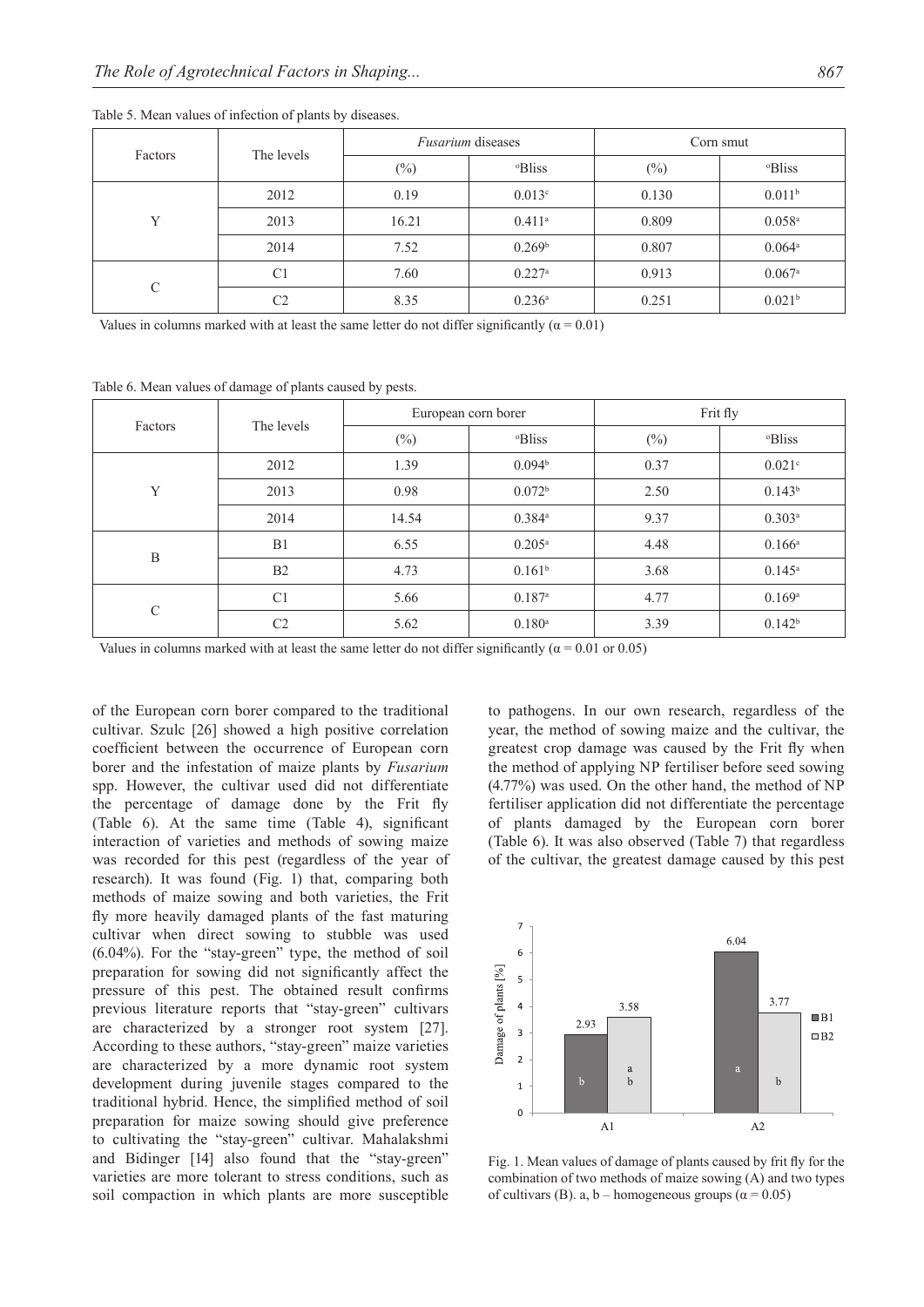Table 5. Mean values of infection of plants by diseases.

| Factors | The levels | *Fusarium* diseases | | Corn smut | |
|---|---|---|---|---|---|
| | | (%) | °Bliss | (%) | °Bliss |
| Y | 2012 | 0.19 | 0.013[c] | 0.130 | 0.011[b] |
| | 2013 | 16.21 | 0.411[a] | 0.809 | 0.058[a] |
| | 2014 | 7.52 | 0.269[b] | 0.807 | 0.064[a] |
| C | C1 | 7.60 | 0.227[a] | 0.913 | 0.067[a] |
| | C2 | 8.35 | 0.236[a] | 0.251 | 0.021[b] |

Values in columns marked with at least the same letter do not differ significantly ($\alpha = 0.01$)

Table 6. Mean values of damage of plants caused by pests.

| Factors | The levels | European corn borer | | Frit fly | |
|---|---|---|---|---|---|
| | | (%) | °Bliss | (%) | °Bliss |
| Y | 2012 | 1.39 | 0.094[b] | 0.37 | 0.021[c] |
| | 2013 | 0.98 | 0.072[b] | 2.50 | 0.143[b] |
| | 2014 | 14.54 | 0.384[a] | 9.37 | 0.303[a] |
| B | B1 | 6.55 | 0.205[a] | 4.48 | 0.166[a] |
| | B2 | 4.73 | 0.161[b] | 3.68 | 0.145[a] |
| C | C1 | 5.66 | 0.187[a] | 4.77 | 0.169[a] |
| | C2 | 5.62 | 0.180[a] | 3.39 | 0.142[b] |

Values in columns marked with at least the same letter do not differ significantly ($\alpha = 0.01$ or $0.05$)

of the European corn borer compared to the traditional cultivar. Szulc [26] showed a high positive correlation coefficient between the occurrence of European corn borer and the infestation of maize plants by *Fusarium* spp. However, the cultivar used did not differentiate the percentage of damage done by the Frit fly (Table 6). At the same time (Table 4), significant interaction of varieties and methods of sowing maize was recorded for this pest (regardless of the year of research). It was found (Fig. 1) that, comparing both methods of maize sowing and both varieties, the Frit fly more heavily damaged plants of the fast maturing cultivar when direct sowing to stubble was used (6.04%). For the "stay-green" type, the method of soil preparation for sowing did not significantly affect the pressure of this pest. The obtained result confirms previous literature reports that "stay-green" cultivars are characterized by a stronger root system [27]. According to these authors, "stay-green" maize varieties are characterized by a more dynamic root system development during juvenile stages compared to the traditional hybrid. Hence, the simplified method of soil preparation for maize sowing should give preference to cultivating the "stay-green" cultivar. Mahalakshmi and Bidinger [14] also found that the "stay-green" varieties are more tolerant to stress conditions, such as soil compaction in which plants are more susceptible to pathogens. In our own research, regardless of the year, the method of sowing maize and the cultivar, the greatest crop damage was caused by the Frit fly when the method of applying NP fertiliser before seed sowing (4.77%) was used. On the other hand, the method of NP fertiliser application did not differentiate the percentage of plants damaged by the European corn borer (Table 6). It was also observed (Table 7) that regardless of the cultivar, the greatest damage caused by this pest

Fig. 1. Mean values of damage of plants caused by frit fly for the combination of two methods of maize sowing (A) and two types of cultivars (B). a, b – homogeneous groups ($\alpha = 0.05$)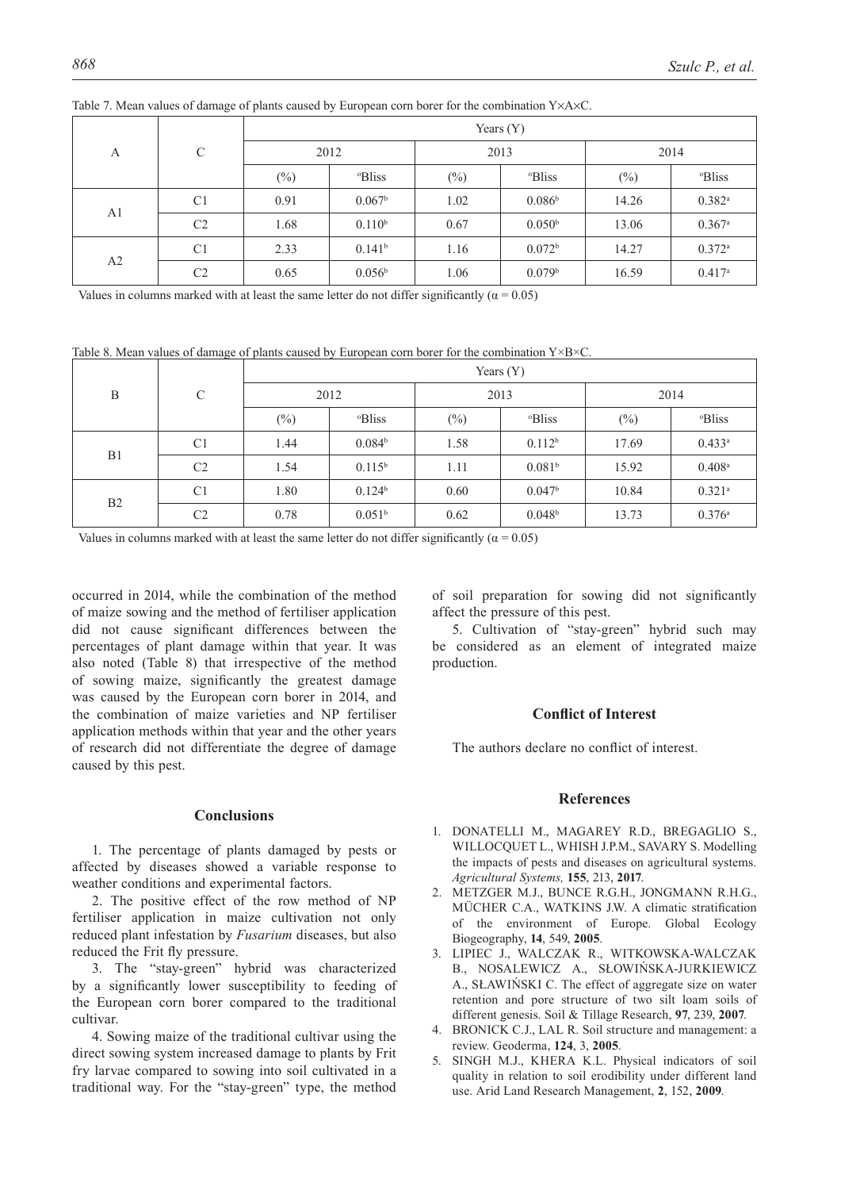Table 7. Mean values of damage of plants caused by European corn borer for the combination Y×A×C.

| A | C | Years (Y) | | | | | |
|---|---|---|---|---|---|---|---|
| | | 2012 | | 2013 | | 2014 | |
| | | (%) | °Bliss | (%) | °Bliss | (%) | °Bliss |
| A1 | C1 | 0.91 | 0.067[b] | 1.02 | 0.086[b] | 14.26 | 0.382[a] |
| | C2 | 1.68 | 0.110[b] | 0.67 | 0.050[b] | 13.06 | 0.367[a] |
| A2 | C1 | 2.33 | 0.141[b] | 1.16 | 0.072[b] | 14.27 | 0.372[a] |
| | C2 | 0.65 | 0.056[b] | 1.06 | 0.079[b] | 16.59 | 0.417[a] |

Values in columns marked with at least the same letter do not differ significantly ($\alpha = 0.05$)

Table 8. Mean values of damage of plants caused by European corn borer for the combination Y×B×C.

| B | C | Years (Y) | | | | | |
|---|---|---|---|---|---|---|---|
| | | 2012 | | 2013 | | 2014 | |
| | | (%) | °Bliss | (%) | °Bliss | (%) | °Bliss |
| B1 | C1 | 1.44 | 0.084[b] | 1.58 | 0.112[b] | 17.69 | 0.433[a] |
| | C2 | 1.54 | 0.115[b] | 1.11 | 0.081[b] | 15.92 | 0.408[a] |
| B2 | C1 | 1.80 | 0.124[b] | 0.60 | 0.047[b] | 10.84 | 0.321[a] |
| | C2 | 0.78 | 0.051[b] | 0.62 | 0.048[b] | 13.73 | 0.376[a] |

Values in columns marked with at least the same letter do not differ significantly ($\alpha = 0.05$)

occurred in 2014, while the combination of the method of maize sowing and the method of fertiliser application did not cause significant differences between the percentages of plant damage within that year. It was also noted (Table 8) that irrespective of the method of sowing maize, significantly the greatest damage was caused by the European corn borer in 2014, and the combination of maize varieties and NP fertiliser application methods within that year and the other years of research did not differentiate the degree of damage caused by this pest.

## Conclusions

1. The percentage of plants damaged by pests or affected by diseases showed a variable response to weather conditions and experimental factors.

2. The positive effect of the row method of NP fertiliser application in maize cultivation not only reduced plant infestation by *Fusarium* diseases, but also reduced the Frit fly pressure.

3. The "stay-green" hybrid was characterized by a significantly lower susceptibility to feeding of the European corn borer compared to the traditional cultivar.

4. Sowing maize of the traditional cultivar using the direct sowing system increased damage to plants by Frit fry larvae compared to sowing into soil cultivated in a traditional way. For the "stay-green" type, the method of soil preparation for sowing did not significantly affect the pressure of this pest.

5. Cultivation of "stay-green" hybrid such may be considered as an element of integrated maize production.

## Conflict of Interest

The authors declare no conflict of interest.

## References

1. DONATELLI M., MAGAREY R.D., BREGAGLIO S., WILLOCQUET L., WHISH J.P.M., SAVARY S. Modelling the impacts of pests and diseases on agricultural systems. *Agricultural Systems,* **155**, 213, **2017**.
2. METZGER M.J., BUNCE R.G.H., JONGMANN R.H.G., MÜCHER C.A., WATKINS J.W. A climatic stratification of the environment of Europe. Global Ecology Biogeography, **14**, 549, **2005**.
3. LIPIEC J., WALCZAK R., WITKOWSKA-WALCZAK B., NOSALEWICZ A., SŁOWIŃSKA-JURKIEWICZ A., SŁAWIŃSKI C. The effect of aggregate size on water retention and pore structure of two silt loam soils of different genesis. Soil & Tillage Research, **97**, 239, **2007**.
4. BRONICK C.J., LAL R. Soil structure and management: a review. Geoderma, **124**, 3, **2005**.
5. SINGH M.J., KHERA K.L. Physical indicators of soil quality in relation to soil erodibility under different land use. Arid Land Research Management, **2**, 152, **2009**.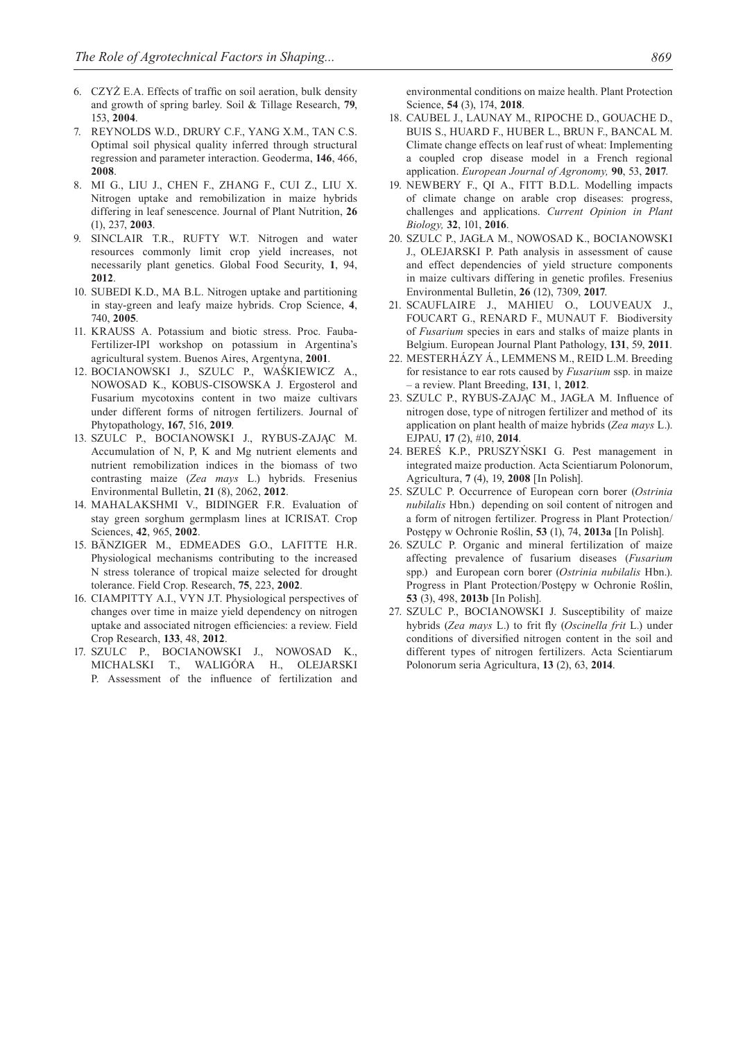6. CZYŻ E.A. Effects of traffic on soil aeration, bulk density and growth of spring barley. Soil & Tillage Research, **79**, 153, **2004**.
7. REYNOLDS W.D., DRURY C.F., YANG X.M., TAN C.S. Optimal soil physical quality inferred through structural regression and parameter interaction. Geoderma, **146**, 466, **2008**.
8. MI G., LIU J., CHEN F., ZHANG F., CUI Z., LIU X. Nitrogen uptake and remobilization in maize hybrids differing in leaf senescence. Journal of Plant Nutrition, **26** (1), 237, **2003**.
9. SINCLAIR T.R., RUFTY W.T. Nitrogen and water resources commonly limit crop yield increases, not necessarily plant genetics. Global Food Security, **1**, 94, **2012**.
10. SUBEDI K.D., MA B.L. Nitrogen uptake and partitioning in stay-green and leafy maize hybrids. Crop Science, **4**, 740, **2005**.
11. KRAUSS A. Potassium and biotic stress. Proc. Fauba-Fertilizer-IPI workshop on potassium in Argentina's agricultural system. Buenos Aires, Argentyna, **2001**.
12. BOCIANOWSKI J., SZULC P., WAŚKIEWICZ A., NOWOSAD K., KOBUS-CISOWSKA J. Ergosterol and Fusarium mycotoxins content in two maize cultivars under different forms of nitrogen fertilizers. Journal of Phytopathology, **167**, 516, **2019**.
13. SZULC P., BOCIANOWSKI J., RYBUS-ZAJĄC M. Accumulation of N, P, K and Mg nutrient elements and nutrient remobilization indices in the biomass of two contrasting maize (*Zea mays* L.) hybrids. Fresenius Environmental Bulletin, **21** (8), 2062, **2012**.
14. MAHALAKSHMI V., BIDINGER F.R. Evaluation of stay green sorghum germplasm lines at ICRISAT. Crop Sciences, **42**, 965, **2002**.
15. BÄNZIGER M., EDMEADES G.O., LAFITTE H.R. Physiological mechanisms contributing to the increased N stress tolerance of tropical maize selected for drought tolerance. Field Crop. Research, **75**, 223, **2002**.
16. CIAMPITTY A.I., VYN J.T. Physiological perspectives of changes over time in maize yield dependency on nitrogen uptake and associated nitrogen efficiencies: a review. Field Crop Research, **133**, 48, **2012**.
17. SZULC P., BOCIANOWSKI J., NOWOSAD K., MICHALSKI T., WALIGÓRA H., OLEJARSKI P. Assessment of the influence of fertilization and environmental conditions on maize health. Plant Protection Science, **54** (3), 174, **2018**.
18. CAUBEL J., LAUNAY M., RIPOCHE D., GOUACHE D., BUIS S., HUARD F., HUBER L., BRUN F., BANCAL M. Climate change effects on leaf rust of wheat: Implementing a coupled crop disease model in a French regional application. *European Journal of Agronomy,* **90**, 53, **2017**.
19. NEWBERY F., QI A., FITT B.D.L. Modelling impacts of climate change on arable crop diseases: progress, challenges and applications. *Current Opinion in Plant Biology,* **32**, 101, **2016**.
20. SZULC P., JAGŁA M., NOWOSAD K., BOCIANOWSKI J., OLEJARSKI P. Path analysis in assessment of cause and effect dependencies of yield structure components in maize cultivars differing in genetic profiles. Fresenius Environmental Bulletin, **26** (12), 7309, **2017**.
21. SCAUFLAIRE J., MAHIEU O., LOUVEAUX J., FOUCART G., RENARD F., MUNAUT F. Biodiversity of *Fusarium* species in ears and stalks of maize plants in Belgium. European Journal Plant Pathology, **131**, 59, **2011**.
22. MESTERHÁZY Á., LEMMENS M., REID L.M. Breeding for resistance to ear rots caused by *Fusarium* ssp. in maize – a review. Plant Breeding, **131**, 1, **2012**.
23. SZULC P., RYBUS-ZAJĄC M., JAGŁA M. Influence of nitrogen dose, type of nitrogen fertilizer and method of its application on plant health of maize hybrids (*Zea mays* L.). EJPAU, **17** (2), #10, **2014**.
24. BEREŚ K.P., PRUSZYŃSKI G. Pest management in integrated maize production. Acta Scientiarum Polonorum, Agricultura, **7** (4), 19, **2008** [In Polish].
25. SZULC P. Occurrence of European corn borer (*Ostrinia nubilalis* Hbn.) depending on soil content of nitrogen and a form of nitrogen fertilizer. Progress in Plant Protection/ Postępy w Ochronie Roślin, **53** (1), 74, **2013a** [In Polish].
26. SZULC P. Organic and mineral fertilization of maize affecting prevalence of fusarium diseases (*Fusarium* spp.) and European corn borer (*Ostrinia nubilalis* Hbn.). Progress in Plant Protection/Postępy w Ochronie Roślin, **53** (3), 498, **2013b** [In Polish].
27. SZULC P., BOCIANOWSKI J. Susceptibility of maize hybrids (*Zea mays* L.) to frit fly (*Oscinella frit* L.) under conditions of diversified nitrogen content in the soil and different types of nitrogen fertilizers. Acta Scientiarum Polonorum seria Agricultura, **13** (2), 63, **2014**.